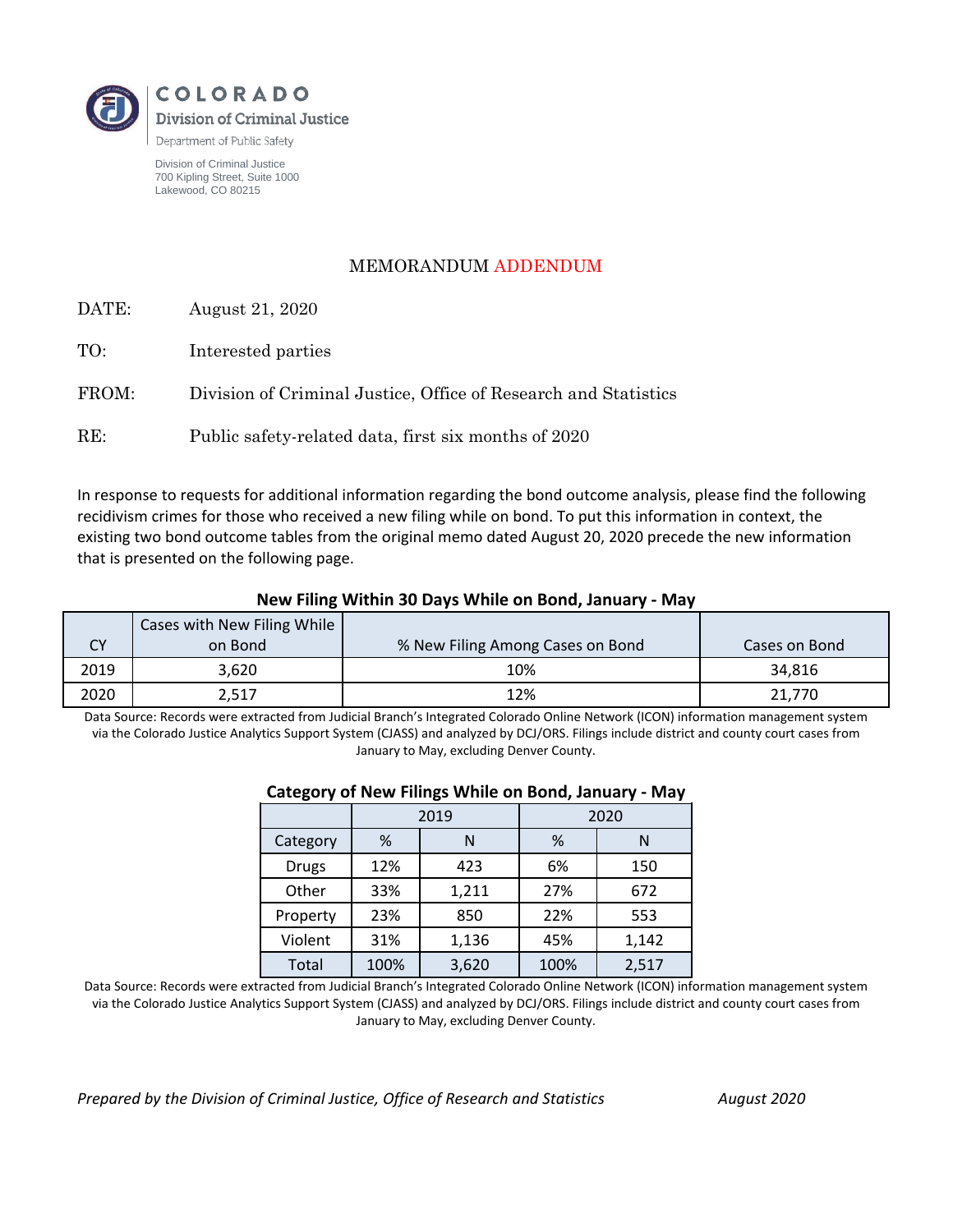COLORADO
Division of Criminal Justice
Department of Public Safety

Division of Criminal Justice
700 Kipling Street, Suite 1000
Lakewood, CO 80215

# MEMORANDUM ADDENDUM

DATE: August 21, 2020

TO: Interested parties

FROM: Division of Criminal Justice, Office of Research and Statistics

RE: Public safety-related data, first six months of 2020

In response to requests for additional information regarding the bond outcome analysis, please find the following recidivism crimes for those who received a new filing while on bond. To put this information in context, the existing two bond outcome tables from the original memo dated August 20, 2020 precede the new information that is presented on the following page.

**New Filing Within 30 Days While on Bond, January - May**

| CY | Cases with New Filing While on Bond | % New Filing Among Cases on Bond | Cases on Bond |
|---|---|---|---|
| 2019 | 3,620 | 10% | 34,816 |
| 2020 | 2,517 | 12% | 21,770 |

Data Source: Records were extracted from Judicial Branch's Integrated Colorado Online Network (ICON) information management system via the Colorado Justice Analytics Support System (CJASS) and analyzed by DCJ/ORS. Filings include district and county court cases from January to May, excluding Denver County.

**Category of New Filings While on Bond, January - May**

| | 2019 | | 2020 | |
|---|---|---|---|---|
| Category | % | N | % | N |
| Drugs | 12% | 423 | 6% | 150 |
| Other | 33% | 1,211 | 27% | 672 |
| Property | 23% | 850 | 22% | 553 |
| Violent | 31% | 1,136 | 45% | 1,142 |
| Total | 100% | 3,620 | 100% | 2,517 |

Data Source: Records were extracted from Judicial Branch's Integrated Colorado Online Network (ICON) information management system via the Colorado Justice Analytics Support System (CJASS) and analyzed by DCJ/ORS. Filings include district and county court cases from January to May, excluding Denver County.

*Prepared by the Division of Criminal Justice, Office of Research and Statistics* *August 2020*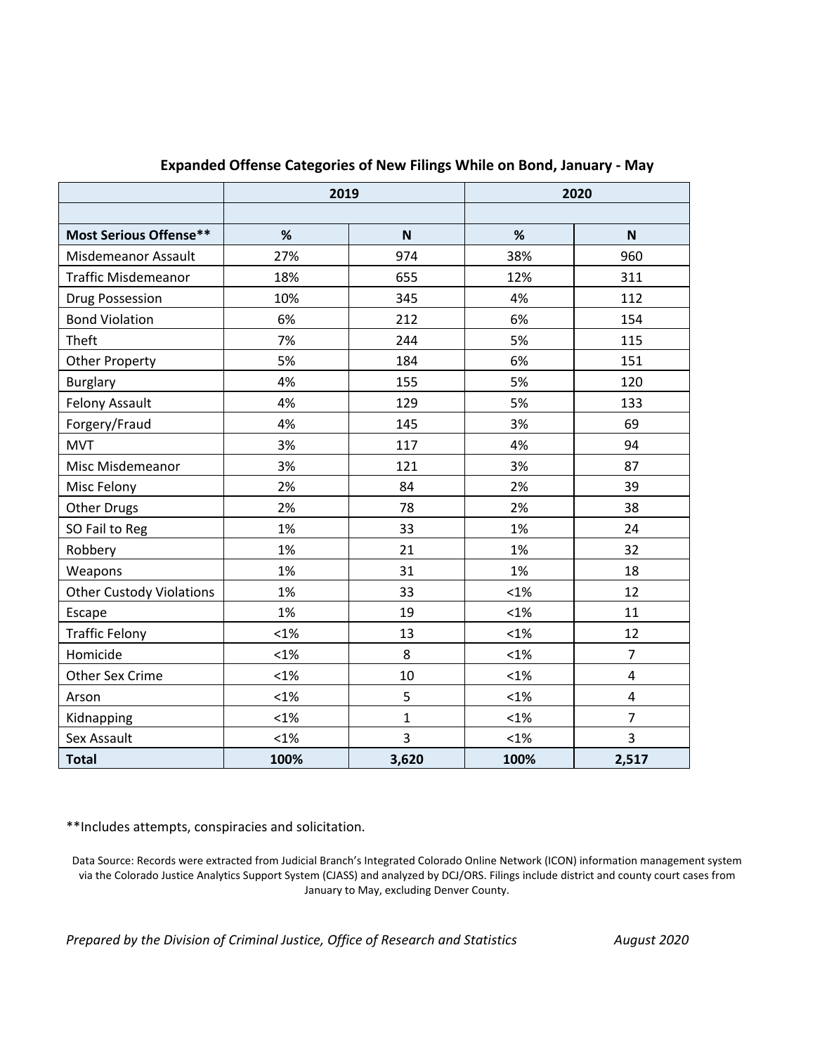**Expanded Offense Categories of New Filings While on Bond, January - May**

| | 2019 | | 2020 | |
|---|---|---|---|---|
| | | | | |
| **Most Serious Offense**** | **%** | **N** | **%** | **N** |
| Misdemeanor Assault | 27% | 974 | 38% | 960 |
| Traffic Misdemeanor | 18% | 655 | 12% | 311 |
| Drug Possession | 10% | 345 | 4% | 112 |
| Bond Violation | 6% | 212 | 6% | 154 |
| Theft | 7% | 244 | 5% | 115 |
| Other Property | 5% | 184 | 6% | 151 |
| Burglary | 4% | 155 | 5% | 120 |
| Felony Assault | 4% | 129 | 5% | 133 |
| Forgery/Fraud | 4% | 145 | 3% | 69 |
| MVT | 3% | 117 | 4% | 94 |
| Misc Misdemeanor | 3% | 121 | 3% | 87 |
| Misc Felony | 2% | 84 | 2% | 39 |
| Other Drugs | 2% | 78 | 2% | 38 |
| SO Fail to Reg | 1% | 33 | 1% | 24 |
| Robbery | 1% | 21 | 1% | 32 |
| Weapons | 1% | 31 | 1% | 18 |
| Other Custody Violations | 1% | 33 | <1% | 12 |
| Escape | 1% | 19 | <1% | 11 |
| Traffic Felony | <1% | 13 | <1% | 12 |
| Homicide | <1% | 8 | <1% | 7 |
| Other Sex Crime | <1% | 10 | <1% | 4 |
| Arson | <1% | 5 | <1% | 4 |
| Kidnapping | <1% | 1 | <1% | 7 |
| Sex Assault | <1% | 3 | <1% | 3 |
| **Total** | **100%** | **3,620** | **100%** | **2,517** |

**Includes attempts, conspiracies and solicitation.

Data Source: Records were extracted from Judicial Branch's Integrated Colorado Online Network (ICON) information management system via the Colorado Justice Analytics Support System (CJASS) and analyzed by DCJ/ORS. Filings include district and county court cases from January to May, excluding Denver County.

*Prepared by the Division of Criminal Justice, Office of Research and Statistics* *August 2020*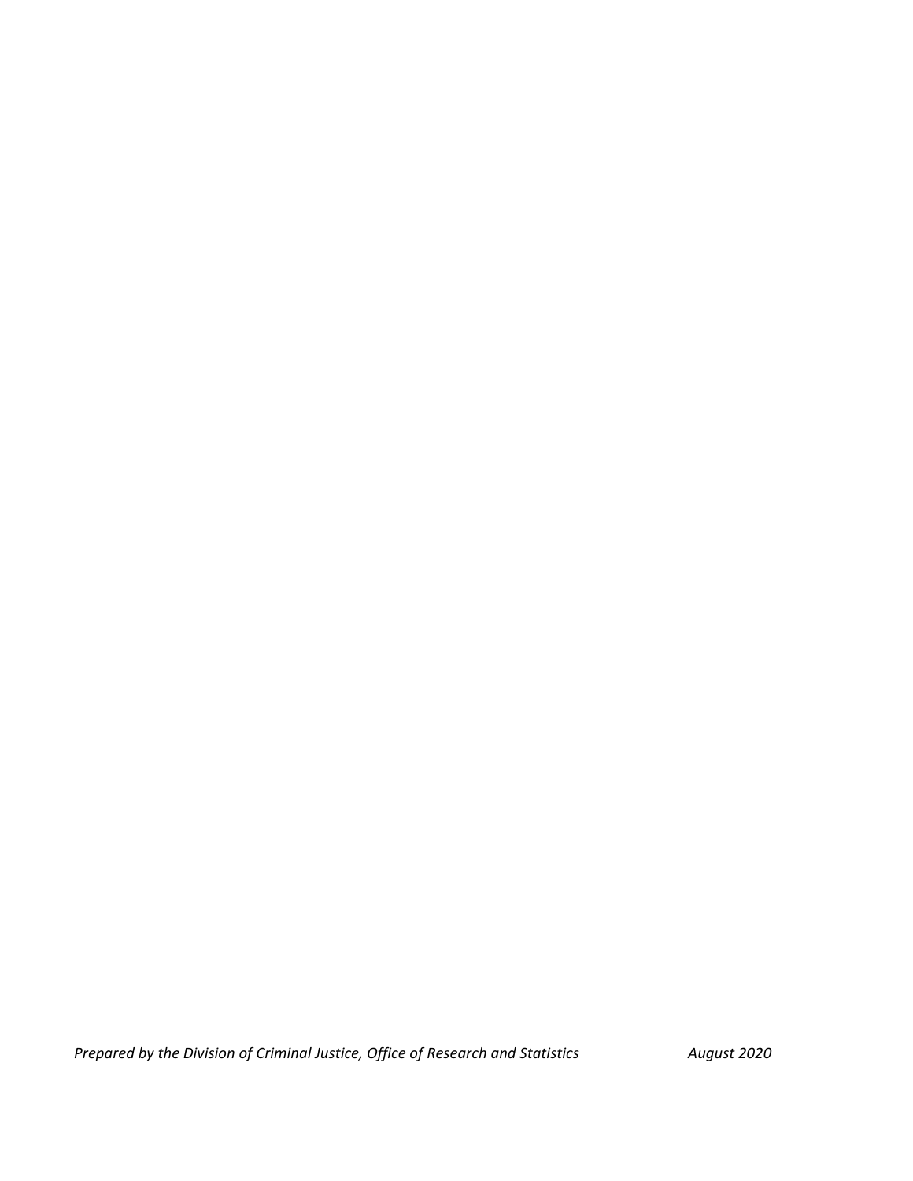*Prepared by the Division of Criminal Justice, Office of Research and Statistics August 2020*